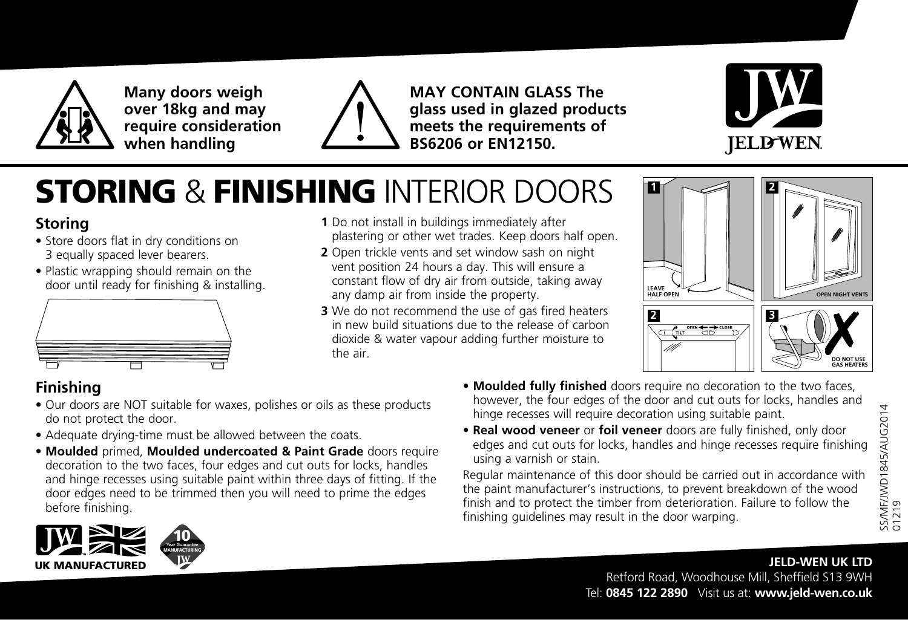**Many doors weigh over 18kg and may require consideration when handling**

**MAY CONTAIN GLASS The glass used in glazed products meets the requirements of BS6206 or EN12150.**

JELD-WEN

# STORING & FINISHING INTERIOR DOORS

## Storing

- Store doors flat in dry conditions on 3 equally spaced lever bearers.
- Plastic wrapping should remain on the door until ready for finishing & installing.

**1** Do not install in buildings immediately after plastering or other wet trades. Keep doors half open.

**2** Open trickle vents and set window sash on night vent position 24 hours a day. This will ensure a constant flow of dry air from outside, taking away any damp air from inside the property.

**3** We do not recommend the use of gas fired heaters in new build situations due to the release of carbon dioxide & water vapour adding further moisture to the air.

1 LEAVE HALF OPEN

2 OPEN NIGHT VENTS

2 OPEN CLOSE TILT

3 DO NOT USE GAS HEATERS

## Finishing

- Our doors are NOT suitable for waxes, polishes or oils as these products do not protect the door.
- Adequate drying-time must be allowed between the coats.
- **Moulded** primed, **Moulded undercoated & Paint Grade** doors require decoration to the two faces, four edges and cut outs for locks, handles and hinge recesses using suitable paint within three days of fitting. If the door edges need to be trimmed then you will need to prime the edges before finishing.
- **Moulded fully finished** doors require no decoration to the two faces, however, the four edges of the door and cut outs for locks, handles and hinge recesses will require decoration using suitable paint.
- **Real wood veneer** or **foil veneer** doors are fully finished, only door edges and cut outs for locks, handles and hinge recesses require finishing using a varnish or stain.

Regular maintenance of this door should be carried out in accordance with the paint manufacturer's instructions, to prevent breakdown of the wood finish and to protect the timber from deterioration. Failure to follow the finishing guidelines may result in the door warping.

SS/MF/JWD1845/AUG2014 01219

JW UK MANUFACTURED

10 Year Guarantee MANUFACTURING JW

**JELD-WEN UK LTD**
Retford Road, Woodhouse Mill, Sheffield S13 9WH
Tel: **0845 122 2890** Visit us at: **www.jeld-wen.co.uk**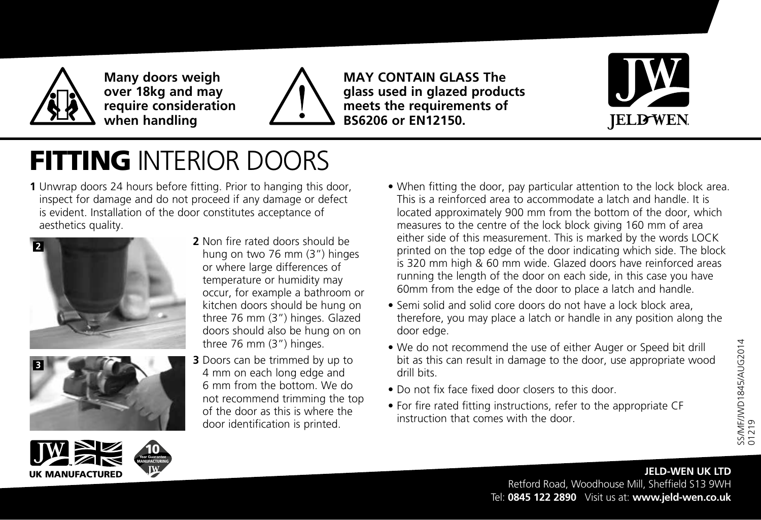**Many doors weigh over 18kg and may require consideration when handling**

**MAY CONTAIN GLASS The glass used in glazed products meets the requirements of BS6206 or EN12150.**

JELD-WEN

# **FITTING** INTERIOR DOORS

**1** Unwrap doors 24 hours before fitting. Prior to hanging this door, inspect for damage and do not proceed if any damage or defect is evident. Installation of the door constitutes acceptance of aesthetics quality.

**2** Non fire rated doors should be hung on two 76 mm (3") hinges or where large differences of temperature or humidity may occur, for example a bathroom or kitchen doors should be hung on three 76 mm (3") hinges. Glazed doors should also be hung on on three 76 mm (3") hinges.

**3** Doors can be trimmed by up to 4 mm on each long edge and 6 mm from the bottom. We do not recommend trimming the top of the door as this is where the door identification is printed.

- When fitting the door, pay particular attention to the lock block area. This is a reinforced area to accommodate a latch and handle. It is located approximately 900 mm from the bottom of the door, which measures to the centre of the lock block giving 160 mm of area either side of this measurement. This is marked by the words LOCK printed on the top edge of the door indicating which side. The block is 320 mm high & 60 mm wide. Glazed doors have reinforced areas running the length of the door on each side, in this case you have 60mm from the edge of the door to place a latch and handle.
- Semi solid and solid core doors do not have a lock block area, therefore, you may place a latch or handle in any position along the door edge.
- We do not recommend the use of either Auger or Speed bit drill bit as this can result in damage to the door, use appropriate wood drill bits.
- Do not fix face fixed door closers to this door.
- For fire rated fitting instructions, refer to the appropriate CF instruction that comes with the door.

SS/MF/JWD1845/AUG2014
01219

UK MANUFACTURED

10 Year Guarantee MANUFACTURING

**JELD-WEN UK LTD**
Retford Road, Woodhouse Mill, Sheffield S13 9WH
Tel: **0845 122 2890** Visit us at: **www.jeld-wen.co.uk**